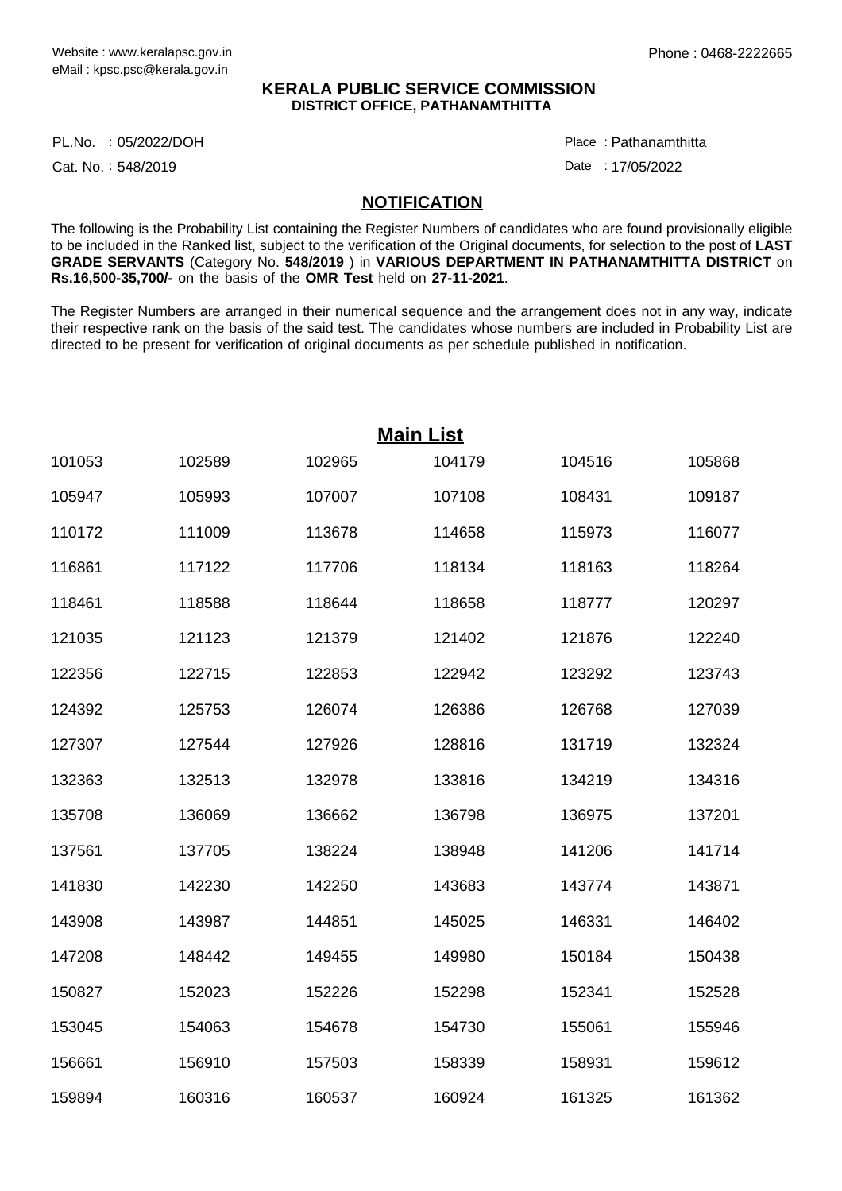Website : www.keralapsc.gov.in
eMail : kpsc.psc@kerala.gov.in

Phone : 0468-2222665

**KERALA PUBLIC SERVICE COMMISSION**
**DISTRICT OFFICE, PATHANAMTHITTA**

PL.No. : 05/2022/DOH

Place : Pathanamthitta

Cat. No. : 548/2019

Date : 17/05/2022

## NOTIFICATION

The following is the Probability List containing the Register Numbers of candidates who are found provisionally eligible to be included in the Ranked list, subject to the verification of the Original documents, for selection to the post of **LAST GRADE SERVANTS** (Category No. **548/2019** ) in **VARIOUS DEPARTMENT IN PATHANAMTHITTA DISTRICT** on **Rs.16,500-35,700/-** on the basis of the **OMR Test** held on **27-11-2021**.

The Register Numbers are arranged in their numerical sequence and the arrangement does not in any way, indicate their respective rank on the basis of the said test. The candidates whose numbers are included in Probability List are directed to be present for verification of original documents as per schedule published in notification.

## Main List

| | | | | | |
|---|---|---|---|---|---|
| 101053 | 102589 | 102965 | 104179 | 104516 | 105868 |
| 105947 | 105993 | 107007 | 107108 | 108431 | 109187 |
| 110172 | 111009 | 113678 | 114658 | 115973 | 116077 |
| 116861 | 117122 | 117706 | 118134 | 118163 | 118264 |
| 118461 | 118588 | 118644 | 118658 | 118777 | 120297 |
| 121035 | 121123 | 121379 | 121402 | 121876 | 122240 |
| 122356 | 122715 | 122853 | 122942 | 123292 | 123743 |
| 124392 | 125753 | 126074 | 126386 | 126768 | 127039 |
| 127307 | 127544 | 127926 | 128816 | 131719 | 132324 |
| 132363 | 132513 | 132978 | 133816 | 134219 | 134316 |
| 135708 | 136069 | 136662 | 136798 | 136975 | 137201 |
| 137561 | 137705 | 138224 | 138948 | 141206 | 141714 |
| 141830 | 142230 | 142250 | 143683 | 143774 | 143871 |
| 143908 | 143987 | 144851 | 145025 | 146331 | 146402 |
| 147208 | 148442 | 149455 | 149980 | 150184 | 150438 |
| 150827 | 152023 | 152226 | 152298 | 152341 | 152528 |
| 153045 | 154063 | 154678 | 154730 | 155061 | 155946 |
| 156661 | 156910 | 157503 | 158339 | 158931 | 159612 |
| 159894 | 160316 | 160537 | 160924 | 161325 | 161362 |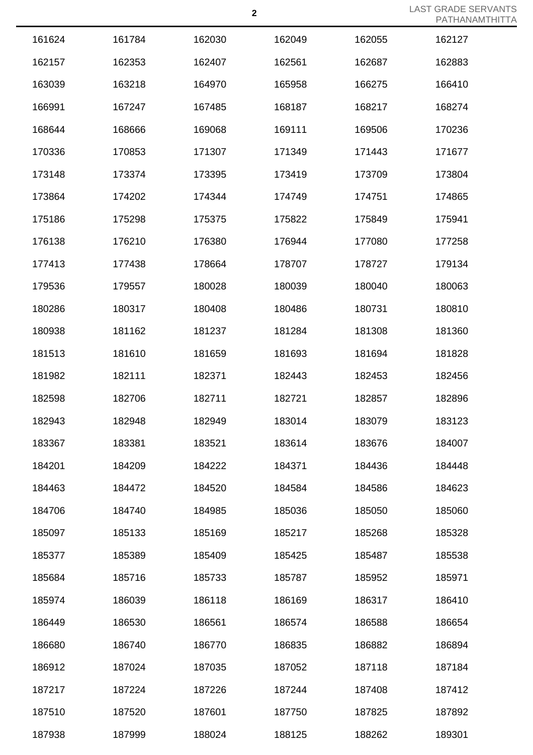| | | | | | |
|---|---|---|---|---|---|
| 161624 | 161784 | 162030 | 162049 | 162055 | 162127 |
| 162157 | 162353 | 162407 | 162561 | 162687 | 162883 |
| 163039 | 163218 | 164970 | 165958 | 166275 | 166410 |
| 166991 | 167247 | 167485 | 168187 | 168217 | 168274 |
| 168644 | 168666 | 169068 | 169111 | 169506 | 170236 |
| 170336 | 170853 | 171307 | 171349 | 171443 | 171677 |
| 173148 | 173374 | 173395 | 173419 | 173709 | 173804 |
| 173864 | 174202 | 174344 | 174749 | 174751 | 174865 |
| 175186 | 175298 | 175375 | 175822 | 175849 | 175941 |
| 176138 | 176210 | 176380 | 176944 | 177080 | 177258 |
| 177413 | 177438 | 178664 | 178707 | 178727 | 179134 |
| 179536 | 179557 | 180028 | 180039 | 180040 | 180063 |
| 180286 | 180317 | 180408 | 180486 | 180731 | 180810 |
| 180938 | 181162 | 181237 | 181284 | 181308 | 181360 |
| 181513 | 181610 | 181659 | 181693 | 181694 | 181828 |
| 181982 | 182111 | 182371 | 182443 | 182453 | 182456 |
| 182598 | 182706 | 182711 | 182721 | 182857 | 182896 |
| 182943 | 182948 | 182949 | 183014 | 183079 | 183123 |
| 183367 | 183381 | 183521 | 183614 | 183676 | 184007 |
| 184201 | 184209 | 184222 | 184371 | 184436 | 184448 |
| 184463 | 184472 | 184520 | 184584 | 184586 | 184623 |
| 184706 | 184740 | 184985 | 185036 | 185050 | 185060 |
| 185097 | 185133 | 185169 | 185217 | 185268 | 185328 |
| 185377 | 185389 | 185409 | 185425 | 185487 | 185538 |
| 185684 | 185716 | 185733 | 185787 | 185952 | 185971 |
| 185974 | 186039 | 186118 | 186169 | 186317 | 186410 |
| 186449 | 186530 | 186561 | 186574 | 186588 | 186654 |
| 186680 | 186740 | 186770 | 186835 | 186882 | 186894 |
| 186912 | 187024 | 187035 | 187052 | 187118 | 187184 |
| 187217 | 187224 | 187226 | 187244 | 187408 | 187412 |
| 187510 | 187520 | 187601 | 187750 | 187825 | 187892 |
| 187938 | 187999 | 188024 | 188125 | 188262 | 189301 |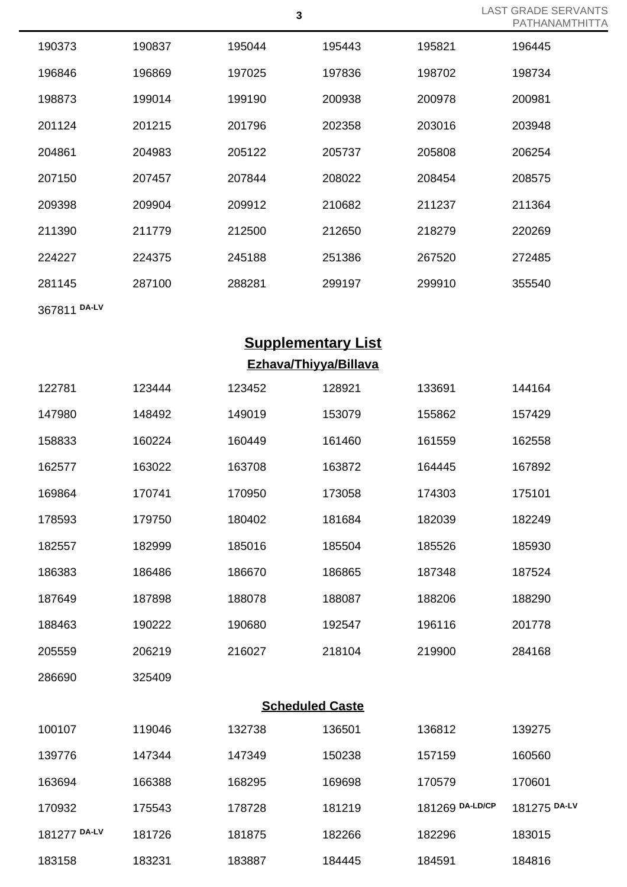| | | | | | |
|---|---|---|---|---|---|
| 190373 | 190837 | 195044 | 195443 | 195821 | 196445 |
| 196846 | 196869 | 197025 | 197836 | 198702 | 198734 |
| 198873 | 199014 | 199190 | 200938 | 200978 | 200981 |
| 201124 | 201215 | 201796 | 202358 | 203016 | 203948 |
| 204861 | 204983 | 205122 | 205737 | 205808 | 206254 |
| 207150 | 207457 | 207844 | 208022 | 208454 | 208575 |
| 209398 | 209904 | 209912 | 210682 | 211237 | 211364 |
| 211390 | 211779 | 212500 | 212650 | 218279 | 220269 |
| 224227 | 224375 | 245188 | 251386 | 267520 | 272485 |
| 281145 | 287100 | 288281 | 299197 | 299910 | 355540 |
| 367811 DA-LV | | | | | |

## Supplementary List

### Ezhava/Thiyya/Billava

| | | | | | |
|---|---|---|---|---|---|
| 122781 | 123444 | 123452 | 128921 | 133691 | 144164 |
| 147980 | 148492 | 149019 | 153079 | 155862 | 157429 |
| 158833 | 160224 | 160449 | 161460 | 161559 | 162558 |
| 162577 | 163022 | 163708 | 163872 | 164445 | 167892 |
| 169864 | 170741 | 170950 | 173058 | 174303 | 175101 |
| 178593 | 179750 | 180402 | 181684 | 182039 | 182249 |
| 182557 | 182999 | 185016 | 185504 | 185526 | 185930 |
| 186383 | 186486 | 186670 | 186865 | 187348 | 187524 |
| 187649 | 187898 | 188078 | 188087 | 188206 | 188290 |
| 188463 | 190222 | 190680 | 192547 | 196116 | 201778 |
| 205559 | 206219 | 216027 | 218104 | 219900 | 284168 |
| 286690 | 325409 | | | | |

### Scheduled Caste

| | | | | | |
|---|---|---|---|---|---|
| 100107 | 119046 | 132738 | 136501 | 136812 | 139275 |
| 139776 | 147344 | 147349 | 150238 | 157159 | 160560 |
| 163694 | 166388 | 168295 | 169698 | 170579 | 170601 |
| 170932 | 175543 | 178728 | 181219 | 181269 DA-LD/CP | 181275 DA-LV |
| 181277 DA-LV | 181726 | 181875 | 182266 | 182296 | 183015 |
| 183158 | 183231 | 183887 | 184445 | 184591 | 184816 |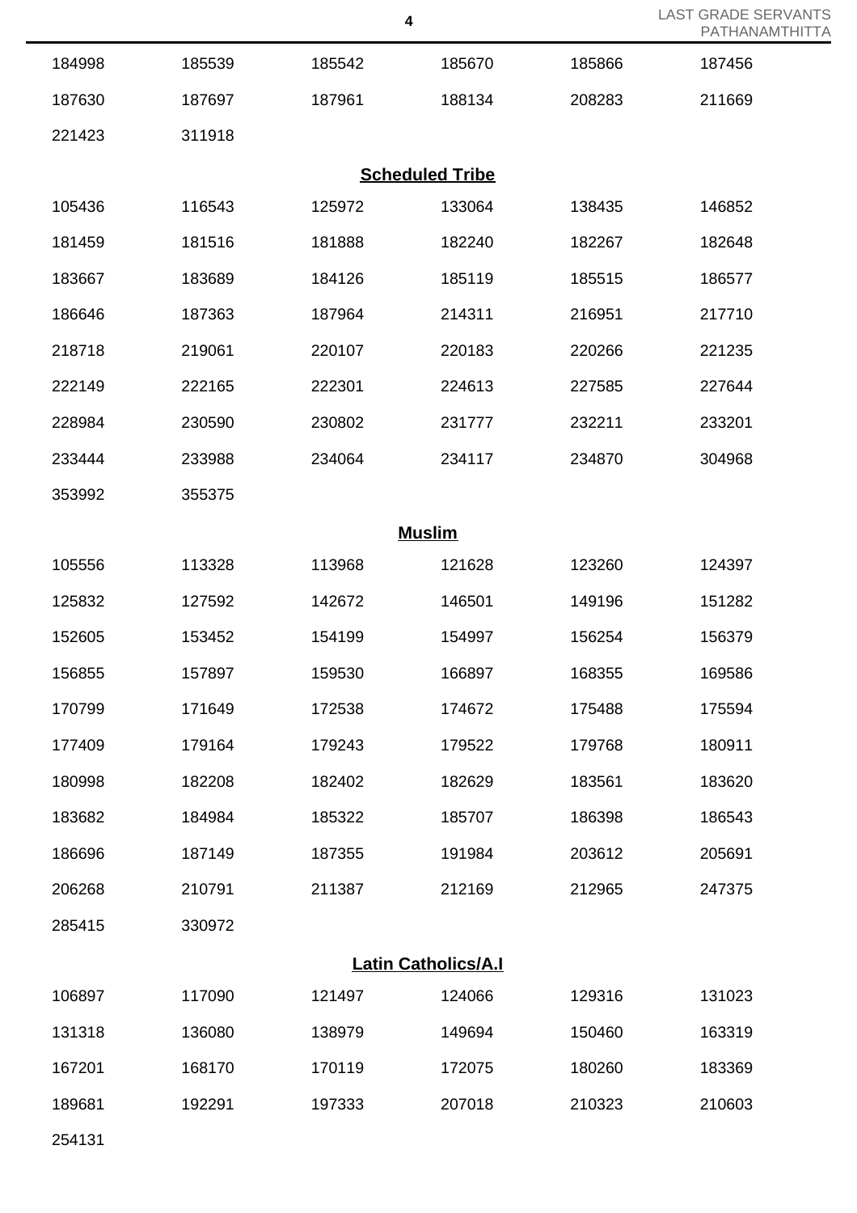| | | | | | |
|---|---|---|---|---|---|
| 184998 | 185539 | 185542 | 185670 | 185866 | 187456 |
| 187630 | 187697 | 187961 | 188134 | 208283 | 211669 |
| 221423 | 311918 | | | | |

## Scheduled Tribe

| | | | | | |
|---|---|---|---|---|---|
| 105436 | 116543 | 125972 | 133064 | 138435 | 146852 |
| 181459 | 181516 | 181888 | 182240 | 182267 | 182648 |
| 183667 | 183689 | 184126 | 185119 | 185515 | 186577 |
| 186646 | 187363 | 187964 | 214311 | 216951 | 217710 |
| 218718 | 219061 | 220107 | 220183 | 220266 | 221235 |
| 222149 | 222165 | 222301 | 224613 | 227585 | 227644 |
| 228984 | 230590 | 230802 | 231777 | 232211 | 233201 |
| 233444 | 233988 | 234064 | 234117 | 234870 | 304968 |
| 353992 | 355375 | | | | |

## Muslim

| | | | | | |
|---|---|---|---|---|---|
| 105556 | 113328 | 113968 | 121628 | 123260 | 124397 |
| 125832 | 127592 | 142672 | 146501 | 149196 | 151282 |
| 152605 | 153452 | 154199 | 154997 | 156254 | 156379 |
| 156855 | 157897 | 159530 | 166897 | 168355 | 169586 |
| 170799 | 171649 | 172538 | 174672 | 175488 | 175594 |
| 177409 | 179164 | 179243 | 179522 | 179768 | 180911 |
| 180998 | 182208 | 182402 | 182629 | 183561 | 183620 |
| 183682 | 184984 | 185322 | 185707 | 186398 | 186543 |
| 186696 | 187149 | 187355 | 191984 | 203612 | 205691 |
| 206268 | 210791 | 211387 | 212169 | 212965 | 247375 |
| 285415 | 330972 | | | | |

## Latin Catholics/A.I

| | | | | | |
|---|---|---|---|---|---|
| 106897 | 117090 | 121497 | 124066 | 129316 | 131023 |
| 131318 | 136080 | 138979 | 149694 | 150460 | 163319 |
| 167201 | 168170 | 170119 | 172075 | 180260 | 183369 |
| 189681 | 192291 | 197333 | 207018 | 210323 | 210603 |
| 254131 | | | | | |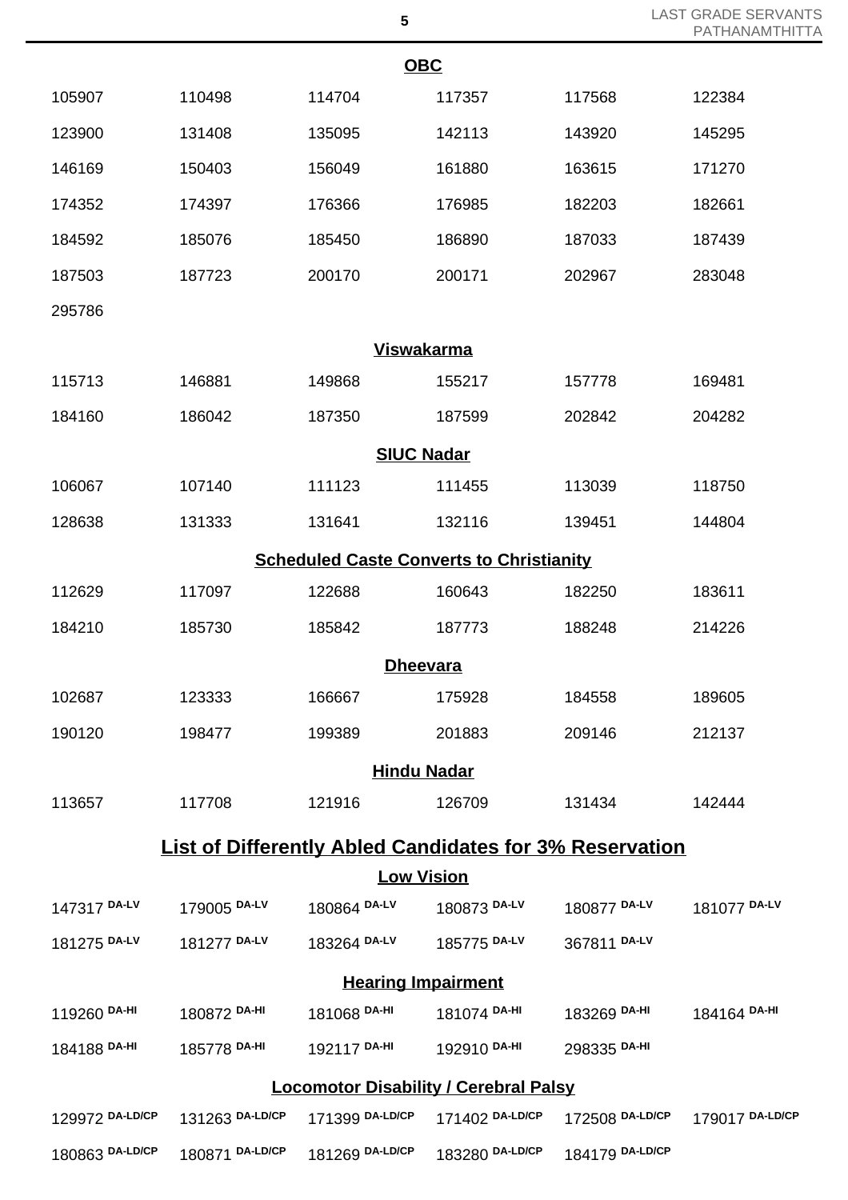### OBC

| | | | | | |
|---|---|---|---|---|---|
| 105907 | 110498 | 114704 | 117357 | 117568 | 122384 |
| 123900 | 131408 | 135095 | 142113 | 143920 | 145295 |
| 146169 | 150403 | 156049 | 161880 | 163615 | 171270 |
| 174352 | 174397 | 176366 | 176985 | 182203 | 182661 |
| 184592 | 185076 | 185450 | 186890 | 187033 | 187439 |
| 187503 | 187723 | 200170 | 200171 | 202967 | 283048 |
| 295786 | | | | | |

### Viswakarma

| | | | | | |
|---|---|---|---|---|---|
| 115713 | 146881 | 149868 | 155217 | 157778 | 169481 |
| 184160 | 186042 | 187350 | 187599 | 202842 | 204282 |

### SIUC Nadar

| | | | | | |
|---|---|---|---|---|---|
| 106067 | 107140 | 111123 | 111455 | 113039 | 118750 |
| 128638 | 131333 | 131641 | 132116 | 139451 | 144804 |

### Scheduled Caste Converts to Christianity

| | | | | | |
|---|---|---|---|---|---|
| 112629 | 117097 | 122688 | 160643 | 182250 | 183611 |
| 184210 | 185730 | 185842 | 187773 | 188248 | 214226 |

### Dheevara

| | | | | | |
|---|---|---|---|---|---|
| 102687 | 123333 | 166667 | 175928 | 184558 | 189605 |
| 190120 | 198477 | 199389 | 201883 | 209146 | 212137 |

### Hindu Nadar

| | | | | | |
|---|---|---|---|---|---|
| 113657 | 117708 | 121916 | 126709 | 131434 | 142444 |

## List of Differently Abled Candidates for 3% Reservation

### Low Vision

| | | | | | |
|---|---|---|---|---|---|
| 147317 DA-LV | 179005 DA-LV | 180864 DA-LV | 180873 DA-LV | 180877 DA-LV | 181077 DA-LV |
| 181275 DA-LV | 181277 DA-LV | 183264 DA-LV | 185775 DA-LV | 367811 DA-LV | |

### Hearing Impairment

| | | | | | |
|---|---|---|---|---|---|
| 119260 DA-HI | 180872 DA-HI | 181068 DA-HI | 181074 DA-HI | 183269 DA-HI | 184164 DA-HI |
| 184188 DA-HI | 185778 DA-HI | 192117 DA-HI | 192910 DA-HI | 298335 DA-HI | |

### Locomotor Disability / Cerebral Palsy

| | | | | | |
|---|---|---|---|---|---|
| 129972 DA-LD/CP | 131263 DA-LD/CP | 171399 DA-LD/CP | 171402 DA-LD/CP | 172508 DA-LD/CP | 179017 DA-LD/CP |
| 180863 DA-LD/CP | 180871 DA-LD/CP | 181269 DA-LD/CP | 183280 DA-LD/CP | 184179 DA-LD/CP | |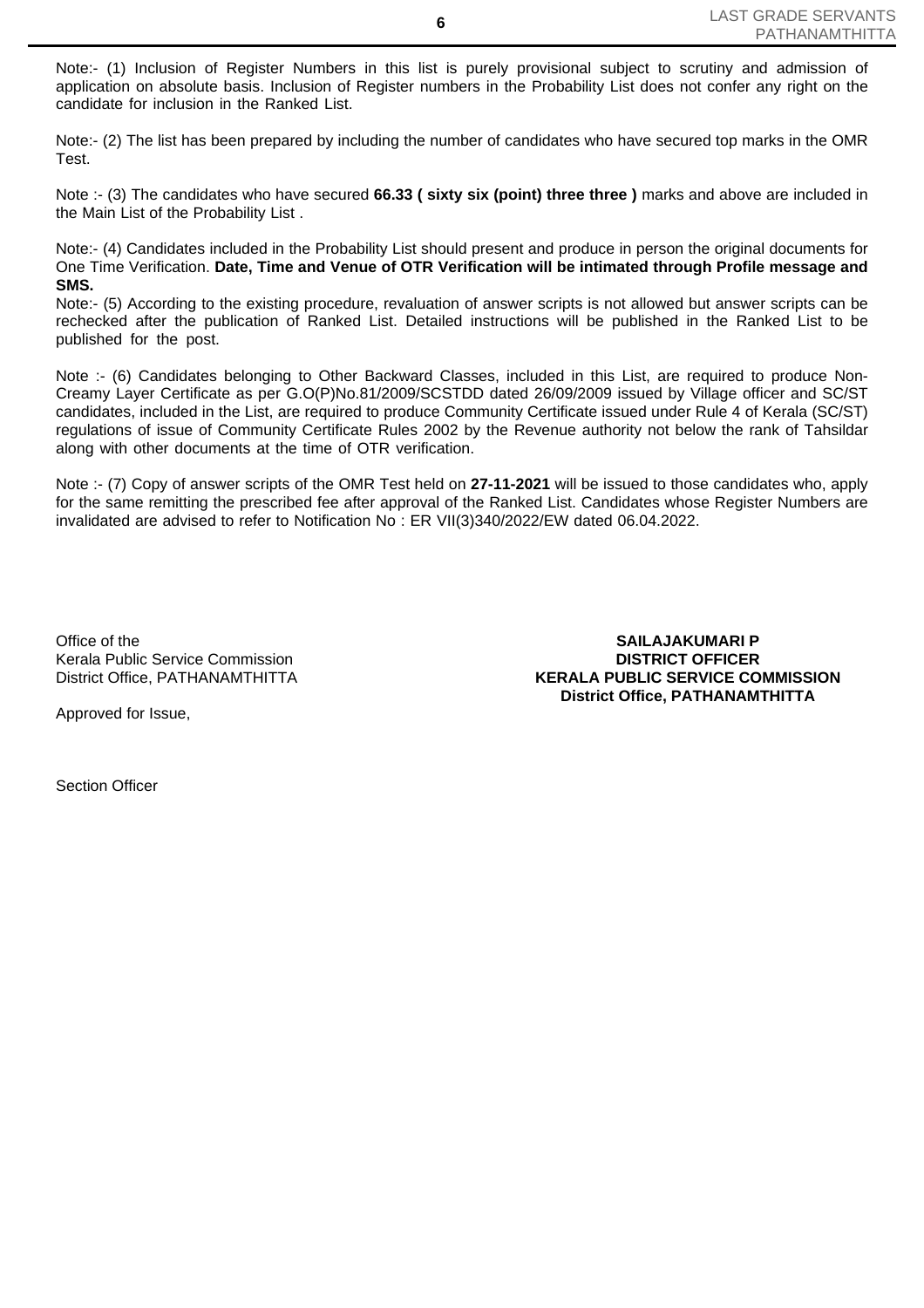Note:- (1) Inclusion of Register Numbers in this list is purely provisional subject to scrutiny and admission of application on absolute basis. Inclusion of Register numbers in the Probability List does not confer any right on the candidate for inclusion in the Ranked List.

Note:- (2) The list has been prepared by including the number of candidates who have secured top marks in the OMR Test.

Note :- (3) The candidates who have secured **66.33 ( sixty six (point) three three )** marks and above are included in the Main List of the Probability List .

Note:- (4) Candidates included in the Probability List should present and produce in person the original documents for One Time Verification. **Date, Time and Venue of OTR Verification will be intimated through Profile message and SMS.**

Note:- (5) According to the existing procedure, revaluation of answer scripts is not allowed but answer scripts can be rechecked after the publication of Ranked List. Detailed instructions will be published in the Ranked List to be published for the post.

Note :- (6) Candidates belonging to Other Backward Classes, included in this List, are required to produce Non-Creamy Layer Certificate as per G.O(P)No.81/2009/SCSTDD dated 26/09/2009 issued by Village officer and SC/ST candidates, included in the List, are required to produce Community Certificate issued under Rule 4 of Kerala (SC/ST) regulations of issue of Community Certificate Rules 2002 by the Revenue authority not below the rank of Tahsildar along with other documents at the time of OTR verification.

Note :- (7) Copy of answer scripts of the OMR Test held on **27-11-2021** will be issued to those candidates who, apply for the same remitting the prescribed fee after approval of the Ranked List. Candidates whose Register Numbers are invalidated are advised to refer to Notification No : ER VII(3)340/2022/EW dated 06.04.2022.

Office of the
Kerala Public Service Commission
District Office, PATHANAMTHITTA

**SAILAJAKUMARI P**
**DISTRICT OFFICER**
**KERALA PUBLIC SERVICE COMMISSION**
**District Office, PATHANAMTHITTA**

Approved for Issue,

Section Officer